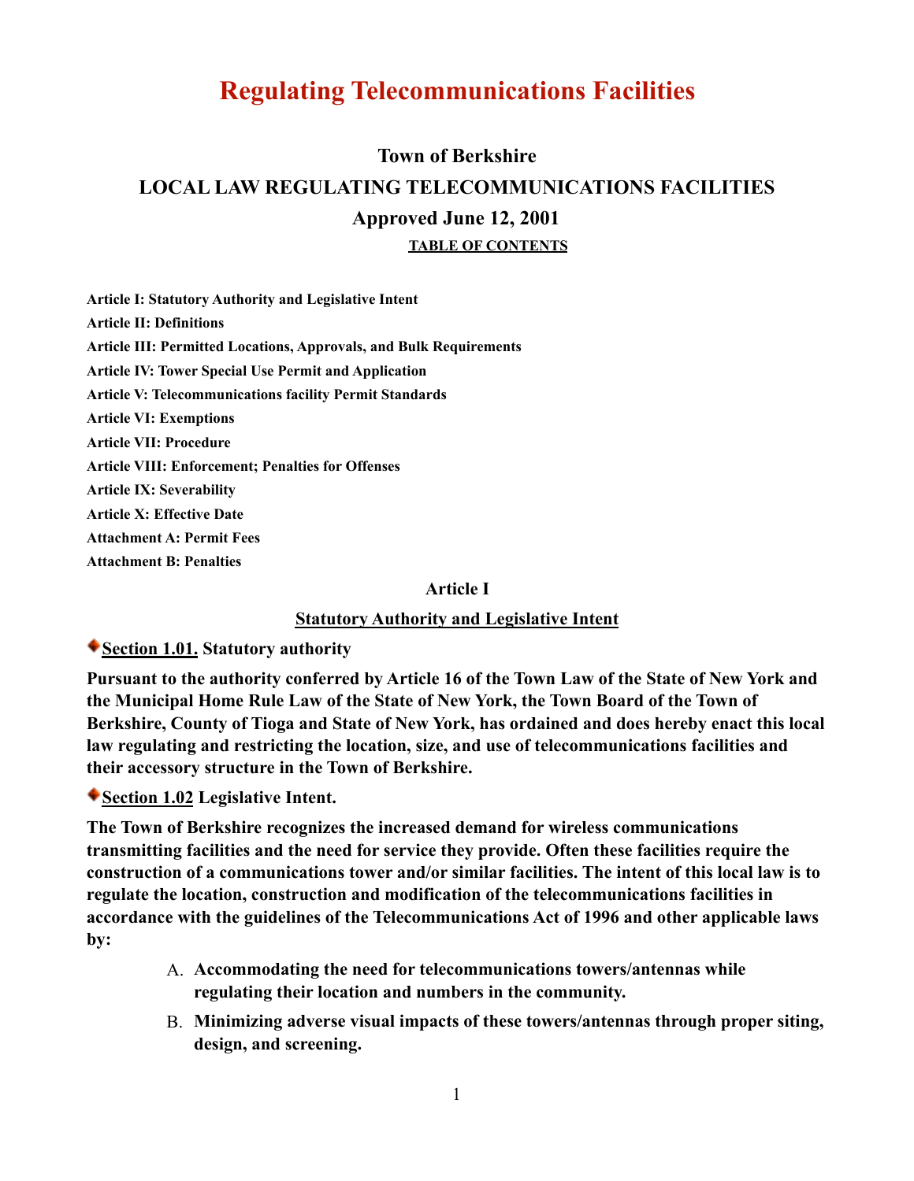# Regulating Telecommunications Facilities

## Town of Berkshire

## LOCAL LAW REGULATING TELECOMMUNICATIONS FACILITIES

## Approved June 12, 2001

**TABLE OF CONTENTS**

**Article I: Statutory Authority and Legislative Intent**

**Article II: Definitions**

**Article III: Permitted Locations, Approvals, and Bulk Requirements**

**Article IV: Tower Special Use Permit and Application**

**Article V: Telecommunications facility Permit Standards**

**Article VI: Exemptions**

**Article VII: Procedure**

**Article VIII: Enforcement; Penalties for Offenses**

**Article IX: Severability**

**Article X: Effective Date**

**Attachment A: Permit Fees**

**Attachment B: Penalties**

### Article I

### Statutory Authority and Legislative Intent

**Section 1.01. Statutory authority**

**Pursuant to the authority conferred by Article 16 of the Town Law of the State of New York and the Municipal Home Rule Law of the State of New York, the Town Board of the Town of Berkshire, County of Tioga and State of New York, has ordained and does hereby enact this local law regulating and restricting the location, size, and use of telecommunications facilities and their accessory structure in the Town of Berkshire.**

**Section 1.02 Legislative Intent.**

**The Town of Berkshire recognizes the increased demand for wireless communications transmitting facilities and the need for service they provide. Often these facilities require the construction of a communications tower and/or similar facilities. The intent of this local law is to regulate the location, construction and modification of the telecommunications facilities in accordance with the guidelines of the Telecommunications Act of 1996 and other applicable laws by:**

A. **Accommodating the need for telecommunications towers/antennas while regulating their location and numbers in the community.**
B. **Minimizing adverse visual impacts of these towers/antennas through proper siting, design, and screening.**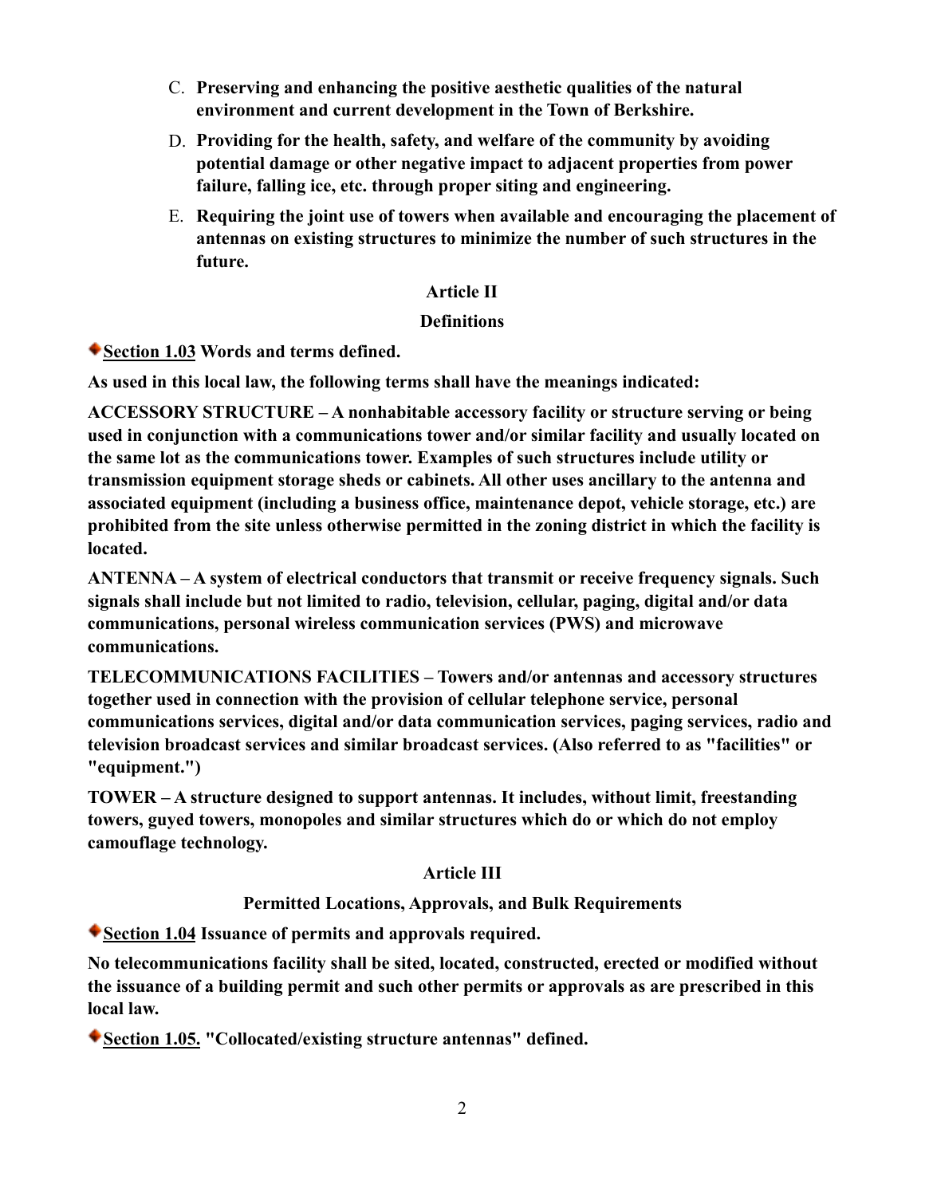C. **Preserving and enhancing the positive aesthetic qualities of the natural environment and current development in the Town of Berkshire.**

D. **Providing for the health, safety, and welfare of the community by avoiding potential damage or other negative impact to adjacent properties from power failure, falling ice, etc. through proper siting and engineering.**

E. **Requiring the joint use of towers when available and encouraging the placement of antennas on existing structures to minimize the number of such structures in the future.**

## Article II

## Definitions

**Section 1.03 Words and terms defined.**

**As used in this local law, the following terms shall have the meanings indicated:**

**ACCESSORY STRUCTURE – A nonhabitable accessory facility or structure serving or being used in conjunction with a communications tower and/or similar facility and usually located on the same lot as the communications tower. Examples of such structures include utility or transmission equipment storage sheds or cabinets. All other uses ancillary to the antenna and associated equipment (including a business office, maintenance depot, vehicle storage, etc.) are prohibited from the site unless otherwise permitted in the zoning district in which the facility is located.**

**ANTENNA – A system of electrical conductors that transmit or receive frequency signals. Such signals shall include but not limited to radio, television, cellular, paging, digital and/or data communications, personal wireless communication services (PWS) and microwave communications.**

**TELECOMMUNICATIONS FACILITIES – Towers and/or antennas and accessory structures together used in connection with the provision of cellular telephone service, personal communications services, digital and/or data communication services, paging services, radio and television broadcast services and similar broadcast services. (Also referred to as "facilities" or "equipment.")**

**TOWER – A structure designed to support antennas. It includes, without limit, freestanding towers, guyed towers, monopoles and similar structures which do or which do not employ camouflage technology.**

## Article III

## Permitted Locations, Approvals, and Bulk Requirements

**Section 1.04 Issuance of permits and approvals required.**

**No telecommunications facility shall be sited, located, constructed, erected or modified without the issuance of a building permit and such other permits or approvals as are prescribed in this local law.**

**Section 1.05. "Collocated/existing structure antennas" defined.**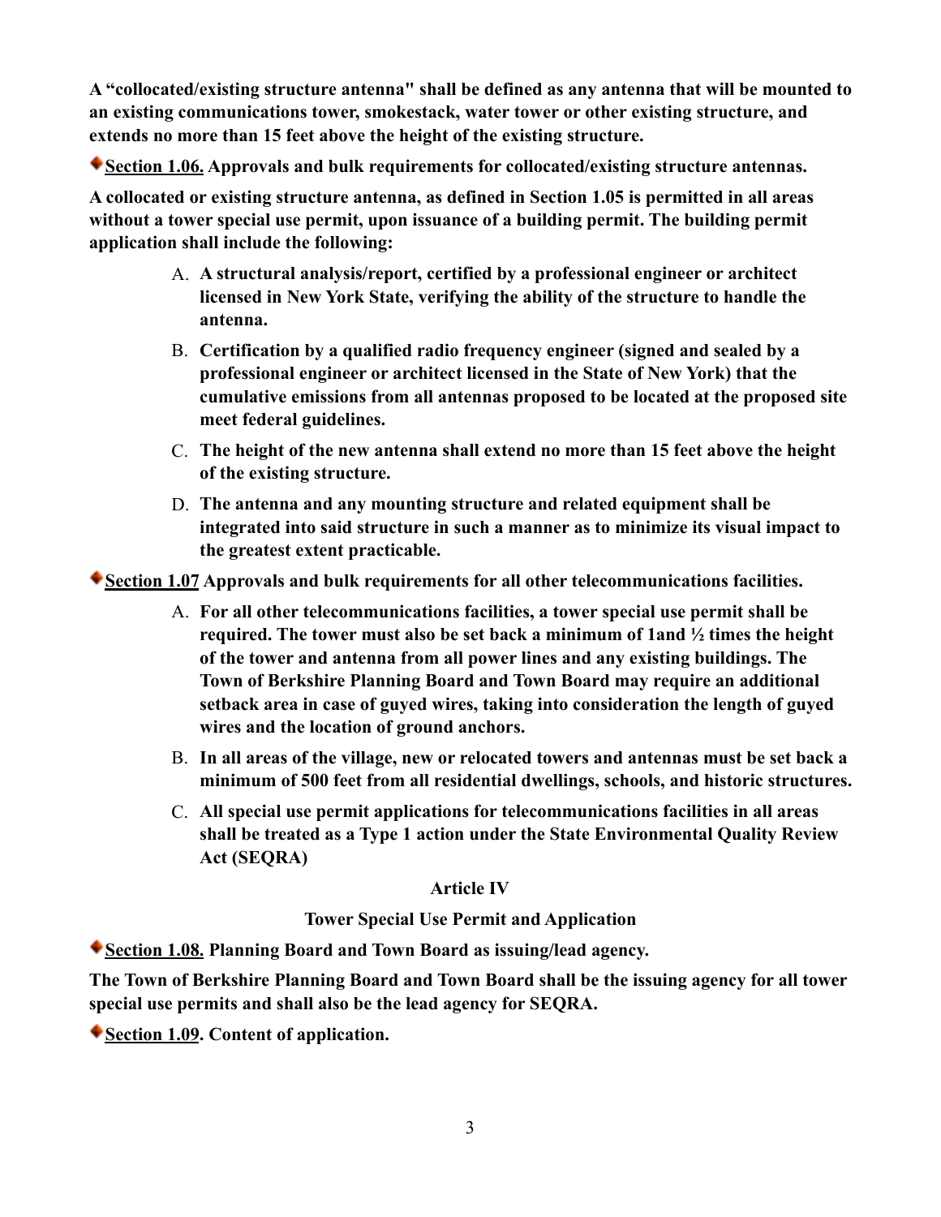**A "collocated/existing structure antenna" shall be defined as any antenna that will be mounted to an existing communications tower, smokestack, water tower or other existing structure, and extends no more than 15 feet above the height of the existing structure.**

**Section 1.06. Approvals and bulk requirements for collocated/existing structure antennas.**

**A collocated or existing structure antenna, as defined in Section 1.05 is permitted in all areas without a tower special use permit, upon issuance of a building permit. The building permit application shall include the following:**

A. **A structural analysis/report, certified by a professional engineer or architect licensed in New York State, verifying the ability of the structure to handle the antenna.**

B. **Certification by a qualified radio frequency engineer (signed and sealed by a professional engineer or architect licensed in the State of New York) that the cumulative emissions from all antennas proposed to be located at the proposed site meet federal guidelines.**

C. **The height of the new antenna shall extend no more than 15 feet above the height of the existing structure.**

D. **The antenna and any mounting structure and related equipment shall be integrated into said structure in such a manner as to minimize its visual impact to the greatest extent practicable.**

**Section 1.07 Approvals and bulk requirements for all other telecommunications facilities.**

A. **For all other telecommunications facilities, a tower special use permit shall be required. The tower must also be set back a minimum of 1and ½ times the height of the tower and antenna from all power lines and any existing buildings. The Town of Berkshire Planning Board and Town Board may require an additional setback area in case of guyed wires, taking into consideration the length of guyed wires and the location of ground anchors.**

B. **In all areas of the village, new or relocated towers and antennas must be set back a minimum of 500 feet from all residential dwellings, schools, and historic structures.**

C. **All special use permit applications for telecommunications facilities in all areas shall be treated as a Type 1 action under the State Environmental Quality Review Act (SEQRA)**

## Article IV

## Tower Special Use Permit and Application

**Section 1.08. Planning Board and Town Board as issuing/lead agency.**

**The Town of Berkshire Planning Board and Town Board shall be the issuing agency for all tower special use permits and shall also be the lead agency for SEQRA.**

**Section 1.09. Content of application.**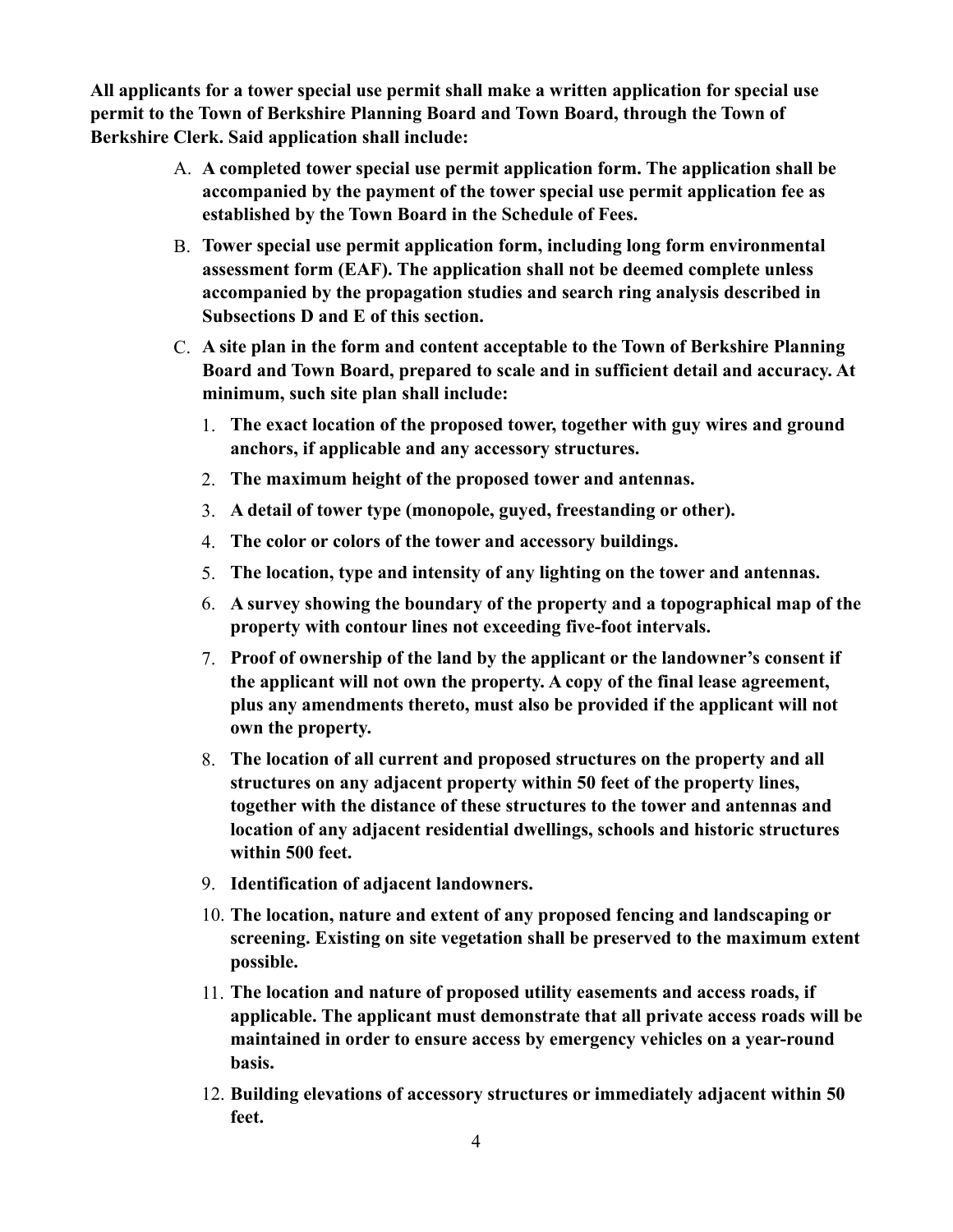**All applicants for a tower special use permit shall make a written application for special use permit to the Town of Berkshire Planning Board and Town Board, through the Town of Berkshire Clerk. Said application shall include:**

A. **A completed tower special use permit application form. The application shall be accompanied by the payment of the tower special use permit application fee as established by the Town Board in the Schedule of Fees.**

B. **Tower special use permit application form, including long form environmental assessment form (EAF). The application shall not be deemed complete unless accompanied by the propagation studies and search ring analysis described in Subsections D and E of this section.**

C. **A site plan in the form and content acceptable to the Town of Berkshire Planning Board and Town Board, prepared to scale and in sufficient detail and accuracy. At minimum, such site plan shall include:**

   1. **The exact location of the proposed tower, together with guy wires and ground anchors, if applicable and any accessory structures.**
   2. **The maximum height of the proposed tower and antennas.**
   3. **A detail of tower type (monopole, guyed, freestanding or other).**
   4. **The color or colors of the tower and accessory buildings.**
   5. **The location, type and intensity of any lighting on the tower and antennas.**
   6. **A survey showing the boundary of the property and a topographical map of the property with contour lines not exceeding five-foot intervals.**
   7. **Proof of ownership of the land by the applicant or the landowner's consent if the applicant will not own the property. A copy of the final lease agreement, plus any amendments thereto, must also be provided if the applicant will not own the property.**
   8. **The location of all current and proposed structures on the property and all structures on any adjacent property within 50 feet of the property lines, together with the distance of these structures to the tower and antennas and location of any adjacent residential dwellings, schools and historic structures within 500 feet.**
   9. **Identification of adjacent landowners.**
   10. **The location, nature and extent of any proposed fencing and landscaping or screening. Existing on site vegetation shall be preserved to the maximum extent possible.**
   11. **The location and nature of proposed utility easements and access roads, if applicable. The applicant must demonstrate that all private access roads will be maintained in order to ensure access by emergency vehicles on a year-round basis.**
   12. **Building elevations of accessory structures or immediately adjacent within 50 feet.**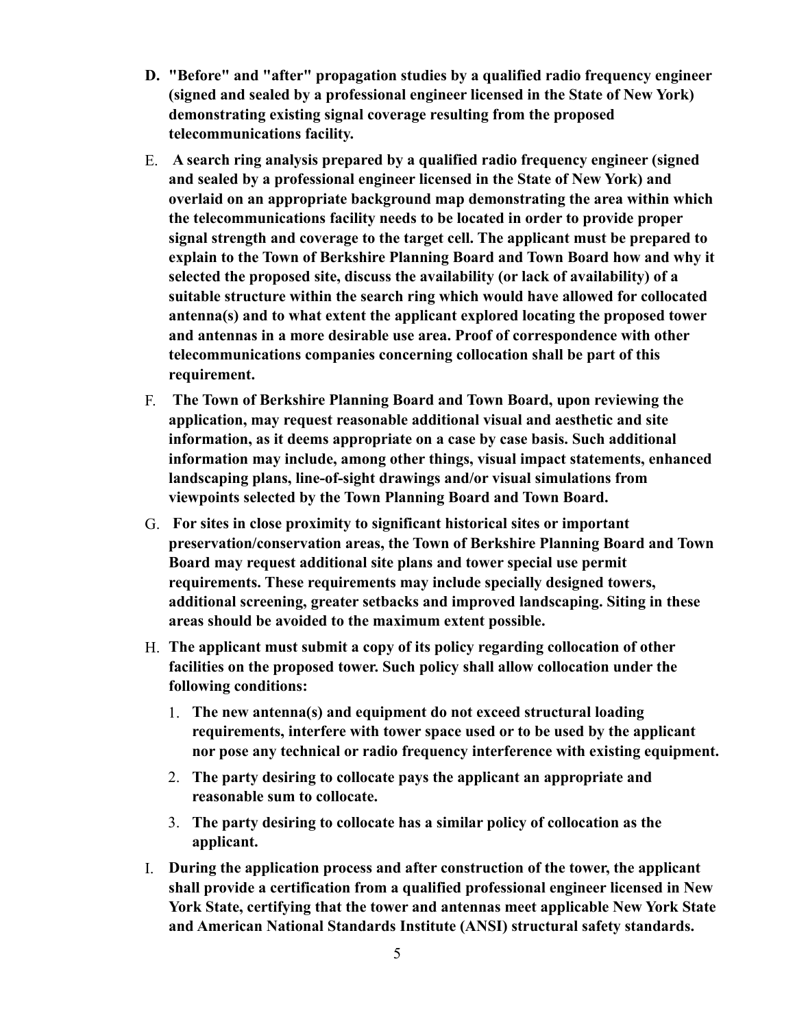**D. "Before" and "after" propagation studies by a qualified radio frequency engineer (signed and sealed by a professional engineer licensed in the State of New York) demonstrating existing signal coverage resulting from the proposed telecommunications facility.**

E. **A search ring analysis prepared by a qualified radio frequency engineer (signed and sealed by a professional engineer licensed in the State of New York) and overlaid on an appropriate background map demonstrating the area within which the telecommunications facility needs to be located in order to provide proper signal strength and coverage to the target cell. The applicant must be prepared to explain to the Town of Berkshire Planning Board and Town Board how and why it selected the proposed site, discuss the availability (or lack of availability) of a suitable structure within the search ring which would have allowed for collocated antenna(s) and to what extent the applicant explored locating the proposed tower and antennas in a more desirable use area. Proof of correspondence with other telecommunications companies concerning collocation shall be part of this requirement.**

F. **The Town of Berkshire Planning Board and Town Board, upon reviewing the application, may request reasonable additional visual and aesthetic and site information, as it deems appropriate on a case by case basis. Such additional information may include, among other things, visual impact statements, enhanced landscaping plans, line-of-sight drawings and/or visual simulations from viewpoints selected by the Town Planning Board and Town Board.**

G. **For sites in close proximity to significant historical sites or important preservation/conservation areas, the Town of Berkshire Planning Board and Town Board may request additional site plans and tower special use permit requirements. These requirements may include specially designed towers, additional screening, greater setbacks and improved landscaping. Siting in these areas should be avoided to the maximum extent possible.**

H. **The applicant must submit a copy of its policy regarding collocation of other facilities on the proposed tower. Such policy shall allow collocation under the following conditions:**

1. **The new antenna(s) and equipment do not exceed structural loading requirements, interfere with tower space used or to be used by the applicant nor pose any technical or radio frequency interference with existing equipment.**
2. **The party desiring to collocate pays the applicant an appropriate and reasonable sum to collocate.**
3. **The party desiring to collocate has a similar policy of collocation as the applicant.**

I. **During the application process and after construction of the tower, the applicant shall provide a certification from a qualified professional engineer licensed in New York State, certifying that the tower and antennas meet applicable New York State and American National Standards Institute (ANSI) structural safety standards.**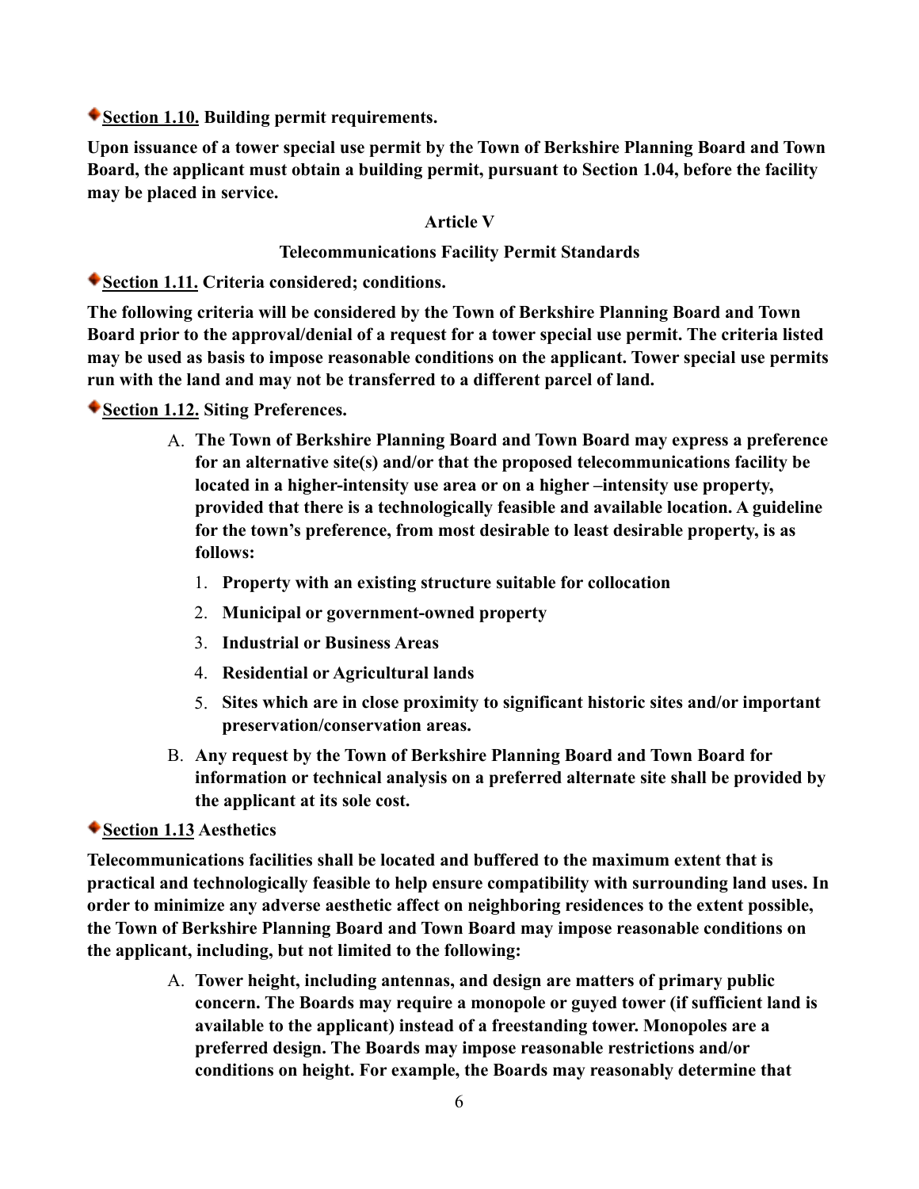**Section 1.10.** **Building permit requirements.**

**Upon issuance of a tower special use permit by the Town of Berkshire Planning Board and Town Board, the applicant must obtain a building permit, pursuant to Section 1.04, before the facility may be placed in service.**

## Article V

## Telecommunications Facility Permit Standards

**Section 1.11.** **Criteria considered; conditions.**

**The following criteria will be considered by the Town of Berkshire Planning Board and Town Board prior to the approval/denial of a request for a tower special use permit. The criteria listed may be used as basis to impose reasonable conditions on the applicant. Tower special use permits run with the land and may not be transferred to a different parcel of land.**

**Section 1.12.** **Siting Preferences.**

A. **The Town of Berkshire Planning Board and Town Board may express a preference for an alternative site(s) and/or that the proposed telecommunications facility be located in a higher-intensity use area or on a higher –intensity use property, provided that there is a technologically feasible and available location. A guideline for the town's preference, from most desirable to least desirable property, is as follows:**

   1. **Property with an existing structure suitable for collocation**
   2. **Municipal or government-owned property**
   3. **Industrial or Business Areas**
   4. **Residential or Agricultural lands**
   5. **Sites which are in close proximity to significant historic sites and/or important preservation/conservation areas.**

B. **Any request by the Town of Berkshire Planning Board and Town Board for information or technical analysis on a preferred alternate site shall be provided by the applicant at its sole cost.**

**Section 1.13** **Aesthetics**

**Telecommunications facilities shall be located and buffered to the maximum extent that is practical and technologically feasible to help ensure compatibility with surrounding land uses. In order to minimize any adverse aesthetic affect on neighboring residences to the extent possible, the Town of Berkshire Planning Board and Town Board may impose reasonable conditions on the applicant, including, but not limited to the following:**

A. **Tower height, including antennas, and design are matters of primary public concern. The Boards may require a monopole or guyed tower (if sufficient land is available to the applicant) instead of a freestanding tower. Monopoles are a preferred design. The Boards may impose reasonable restrictions and/or conditions on height. For example, the Boards may reasonably determine that**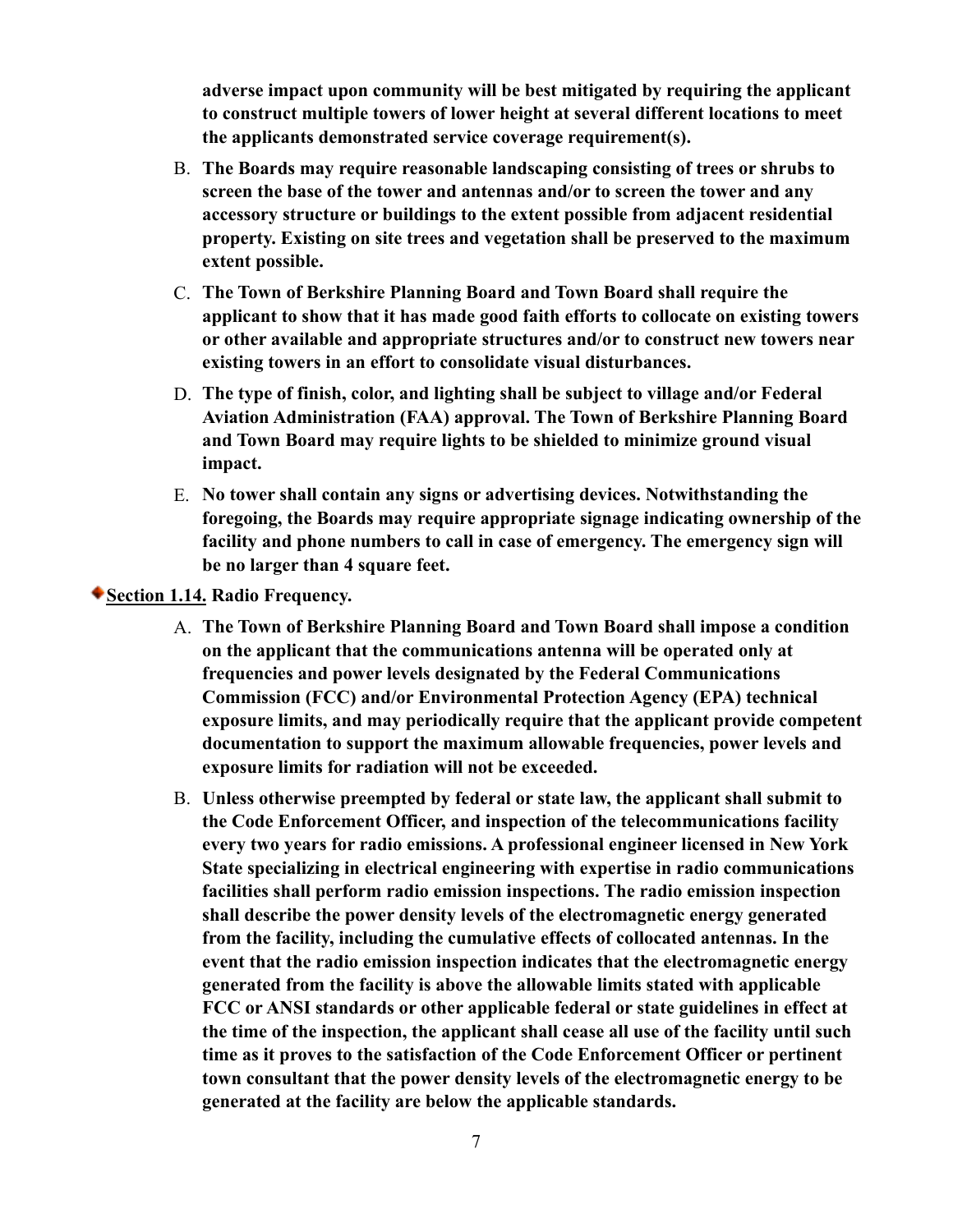**adverse impact upon community will be best mitigated by requiring the applicant to construct multiple towers of lower height at several different locations to meet the applicants demonstrated service coverage requirement(s).**

B. **The Boards may require reasonable landscaping consisting of trees or shrubs to screen the base of the tower and antennas and/or to screen the tower and any accessory structure or buildings to the extent possible from adjacent residential property. Existing on site trees and vegetation shall be preserved to the maximum extent possible.**

C. **The Town of Berkshire Planning Board and Town Board shall require the applicant to show that it has made good faith efforts to collocate on existing towers or other available and appropriate structures and/or to construct new towers near existing towers in an effort to consolidate visual disturbances.**

D. **The type of finish, color, and lighting shall be subject to village and/or Federal Aviation Administration (FAA) approval. The Town of Berkshire Planning Board and Town Board may require lights to be shielded to minimize ground visual impact.**

E. **No tower shall contain any signs or advertising devices. Notwithstanding the foregoing, the Boards may require appropriate signage indicating ownership of the facility and phone numbers to call in case of emergency. The emergency sign will be no larger than 4 square feet.**

**Section 1.14. Radio Frequency.**

A. **The Town of Berkshire Planning Board and Town Board shall impose a condition on the applicant that the communications antenna will be operated only at frequencies and power levels designated by the Federal Communications Commission (FCC) and/or Environmental Protection Agency (EPA) technical exposure limits, and may periodically require that the applicant provide competent documentation to support the maximum allowable frequencies, power levels and exposure limits for radiation will not be exceeded.**

B. **Unless otherwise preempted by federal or state law, the applicant shall submit to the Code Enforcement Officer, and inspection of the telecommunications facility every two years for radio emissions. A professional engineer licensed in New York State specializing in electrical engineering with expertise in radio communications facilities shall perform radio emission inspections. The radio emission inspection shall describe the power density levels of the electromagnetic energy generated from the facility, including the cumulative effects of collocated antennas. In the event that the radio emission inspection indicates that the electromagnetic energy generated from the facility is above the allowable limits stated with applicable FCC or ANSI standards or other applicable federal or state guidelines in effect at the time of the inspection, the applicant shall cease all use of the facility until such time as it proves to the satisfaction of the Code Enforcement Officer or pertinent town consultant that the power density levels of the electromagnetic energy to be generated at the facility are below the applicable standards.**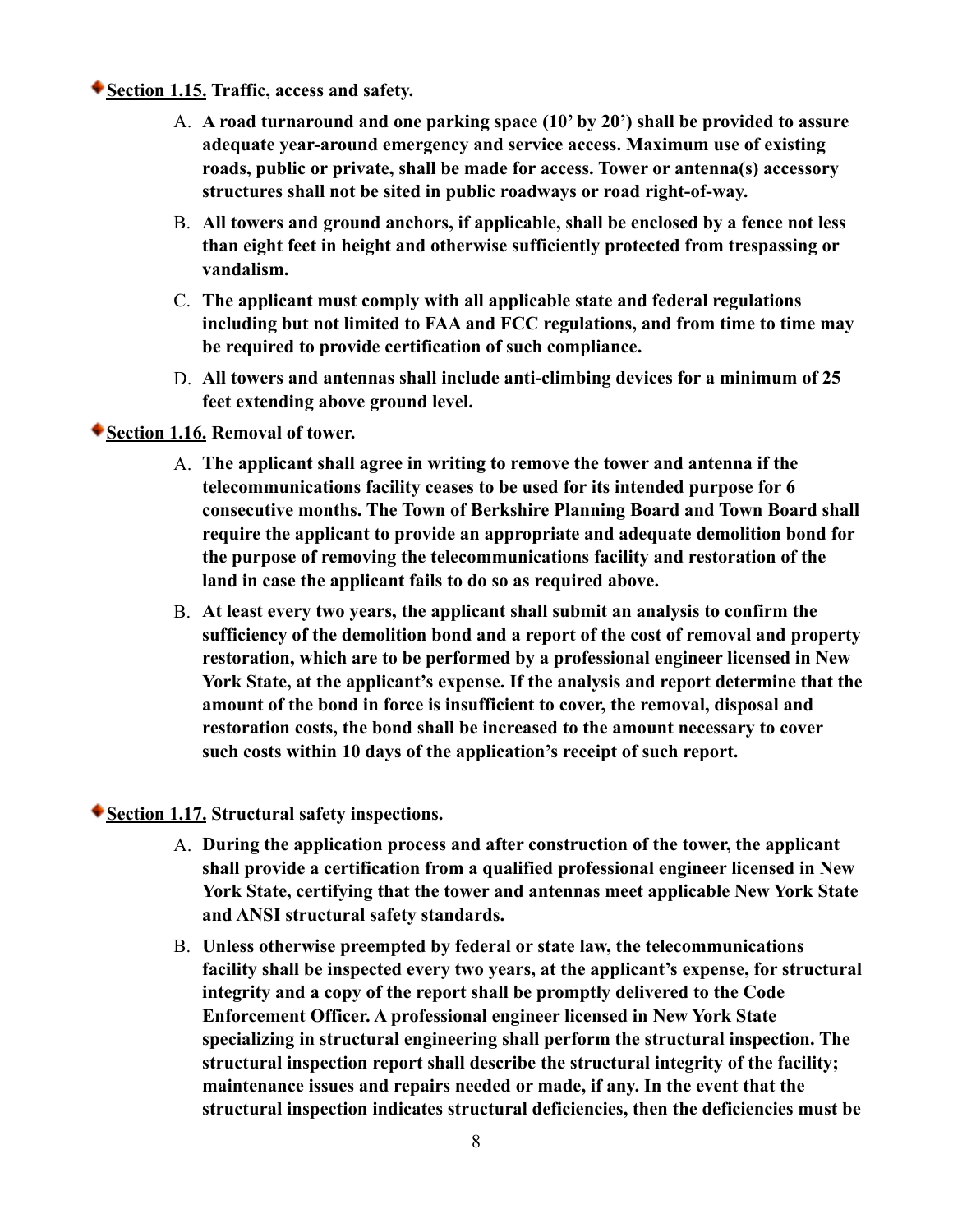**Section 1.15.** **Traffic, access and safety.**

A. **A road turnaround and one parking space (10' by 20') shall be provided to assure adequate year-around emergency and service access. Maximum use of existing roads, public or private, shall be made for access. Tower or antenna(s) accessory structures shall not be sited in public roadways or road right-of-way.**

B. **All towers and ground anchors, if applicable, shall be enclosed by a fence not less than eight feet in height and otherwise sufficiently protected from trespassing or vandalism.**

C. **The applicant must comply with all applicable state and federal regulations including but not limited to FAA and FCC regulations, and from time to time may be required to provide certification of such compliance.**

D. **All towers and antennas shall include anti-climbing devices for a minimum of 25 feet extending above ground level.**

**Section 1.16.** **Removal of tower.**

A. **The applicant shall agree in writing to remove the tower and antenna if the telecommunications facility ceases to be used for its intended purpose for 6 consecutive months. The Town of Berkshire Planning Board and Town Board shall require the applicant to provide an appropriate and adequate demolition bond for the purpose of removing the telecommunications facility and restoration of the land in case the applicant fails to do so as required above.**

B. **At least every two years, the applicant shall submit an analysis to confirm the sufficiency of the demolition bond and a report of the cost of removal and property restoration, which are to be performed by a professional engineer licensed in New York State, at the applicant's expense. If the analysis and report determine that the amount of the bond in force is insufficient to cover, the removal, disposal and restoration costs, the bond shall be increased to the amount necessary to cover such costs within 10 days of the application's receipt of such report.**

**Section 1.17.** **Structural safety inspections.**

A. **During the application process and after construction of the tower, the applicant shall provide a certification from a qualified professional engineer licensed in New York State, certifying that the tower and antennas meet applicable New York State and ANSI structural safety standards.**

B. **Unless otherwise preempted by federal or state law, the telecommunications facility shall be inspected every two years, at the applicant's expense, for structural integrity and a copy of the report shall be promptly delivered to the Code Enforcement Officer. A professional engineer licensed in New York State specializing in structural engineering shall perform the structural inspection. The structural inspection report shall describe the structural integrity of the facility; maintenance issues and repairs needed or made, if any. In the event that the structural inspection indicates structural deficiencies, then the deficiencies must be**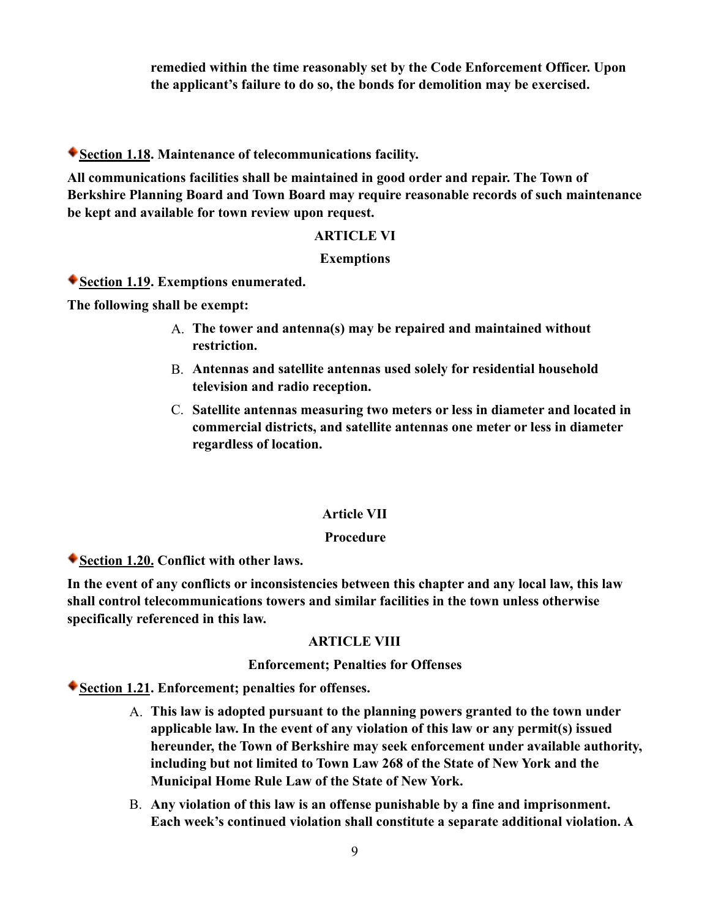**remedied within the time reasonably set by the Code Enforcement Officer. Upon the applicant's failure to do so, the bonds for demolition may be exercised.**

**Section 1.18. Maintenance of telecommunications facility.**

**All communications facilities shall be maintained in good order and repair. The Town of Berkshire Planning Board and Town Board may require reasonable records of such maintenance be kept and available for town review upon request.**

## ARTICLE VI

## Exemptions

**Section 1.19. Exemptions enumerated.**

**The following shall be exempt:**

A. **The tower and antenna(s) may be repaired and maintained without restriction.**

B. **Antennas and satellite antennas used solely for residential household television and radio reception.**

C. **Satellite antennas measuring two meters or less in diameter and located in commercial districts, and satellite antennas one meter or less in diameter regardless of location.**

## Article VII

## Procedure

**Section 1.20. Conflict with other laws.**

**In the event of any conflicts or inconsistencies between this chapter and any local law, this law shall control telecommunications towers and similar facilities in the town unless otherwise specifically referenced in this law.**

## ARTICLE VIII

## Enforcement; Penalties for Offenses

**Section 1.21. Enforcement; penalties for offenses.**

A. **This law is adopted pursuant to the planning powers granted to the town under applicable law. In the event of any violation of this law or any permit(s) issued hereunder, the Town of Berkshire may seek enforcement under available authority, including but not limited to Town Law 268 of the State of New York and the Municipal Home Rule Law of the State of New York.**

B. **Any violation of this law is an offense punishable by a fine and imprisonment. Each week's continued violation shall constitute a separate additional violation. A**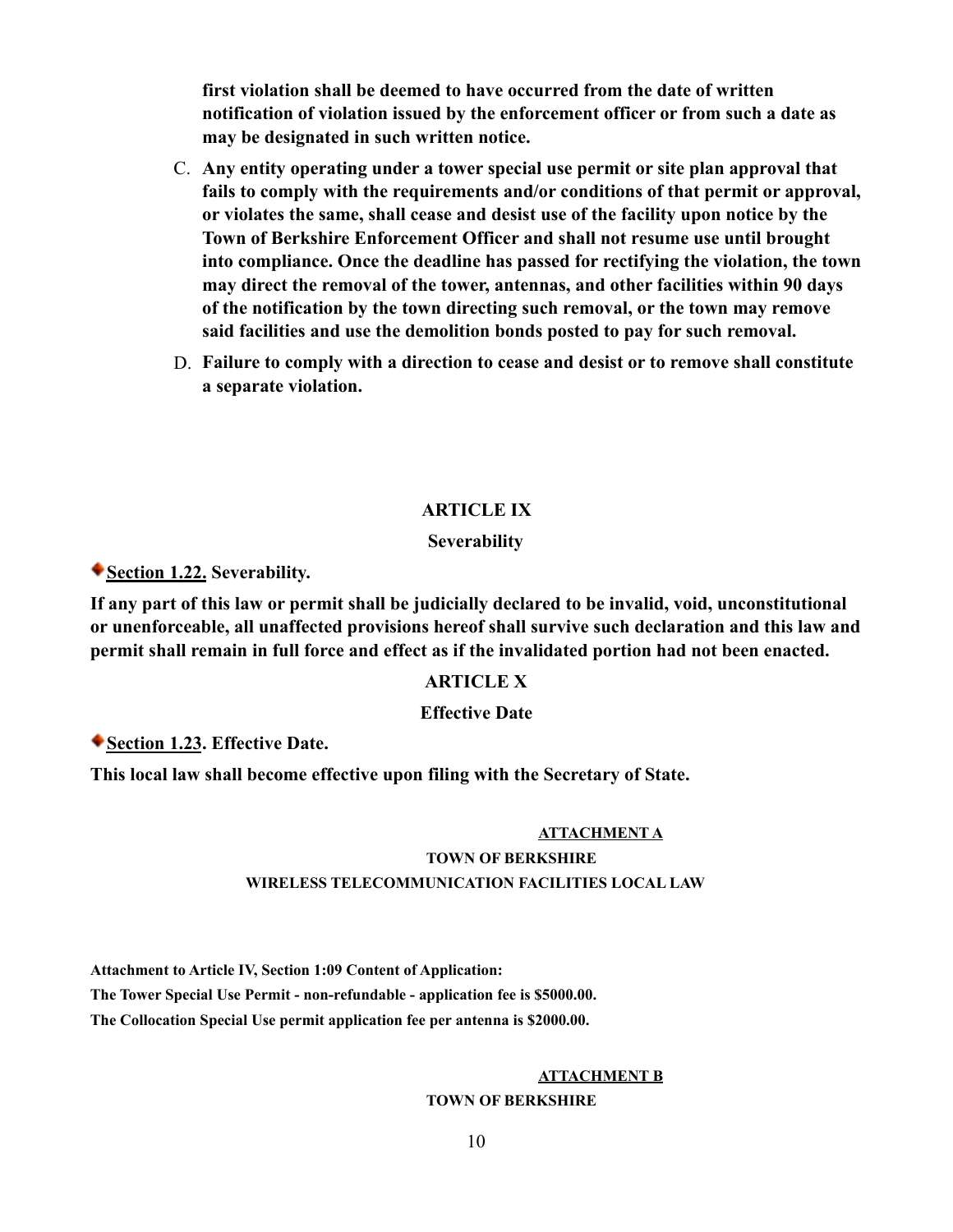**first violation shall be deemed to have occurred from the date of written notification of violation issued by the enforcement officer or from such a date as may be designated in such written notice.**

C. **Any entity operating under a tower special use permit or site plan approval that fails to comply with the requirements and/or conditions of that permit or approval, or violates the same, shall cease and desist use of the facility upon notice by the Town of Berkshire Enforcement Officer and shall not resume use until brought into compliance. Once the deadline has passed for rectifying the violation, the town may direct the removal of the tower, antennas, and other facilities within 90 days of the notification by the town directing such removal, or the town may remove said facilities and use the demolition bonds posted to pay for such removal.**

D. **Failure to comply with a direction to cease and desist or to remove shall constitute a separate violation.**

## ARTICLE IX

## Severability

**Section 1.22. Severability.**

**If any part of this law or permit shall be judicially declared to be invalid, void, unconstitutional or unenforceable, all unaffected provisions hereof shall survive such declaration and this law and permit shall remain in full force and effect as if the invalidated portion had not been enacted.**

## ARTICLE X

## Effective Date

**Section 1.23. Effective Date.**

**This local law shall become effective upon filing with the Secretary of State.**

**ATTACHMENT A**

**TOWN OF BERKSHIRE**

**WIRELESS TELECOMMUNICATION FACILITIES LOCAL LAW**

**Attachment to Article IV, Section 1:09 Content of Application:**

**The Tower Special Use Permit - non-refundable - application fee is $5000.00.**

**The Collocation Special Use permit application fee per antenna is $2000.00.**

**ATTACHMENT B**

**TOWN OF BERKSHIRE**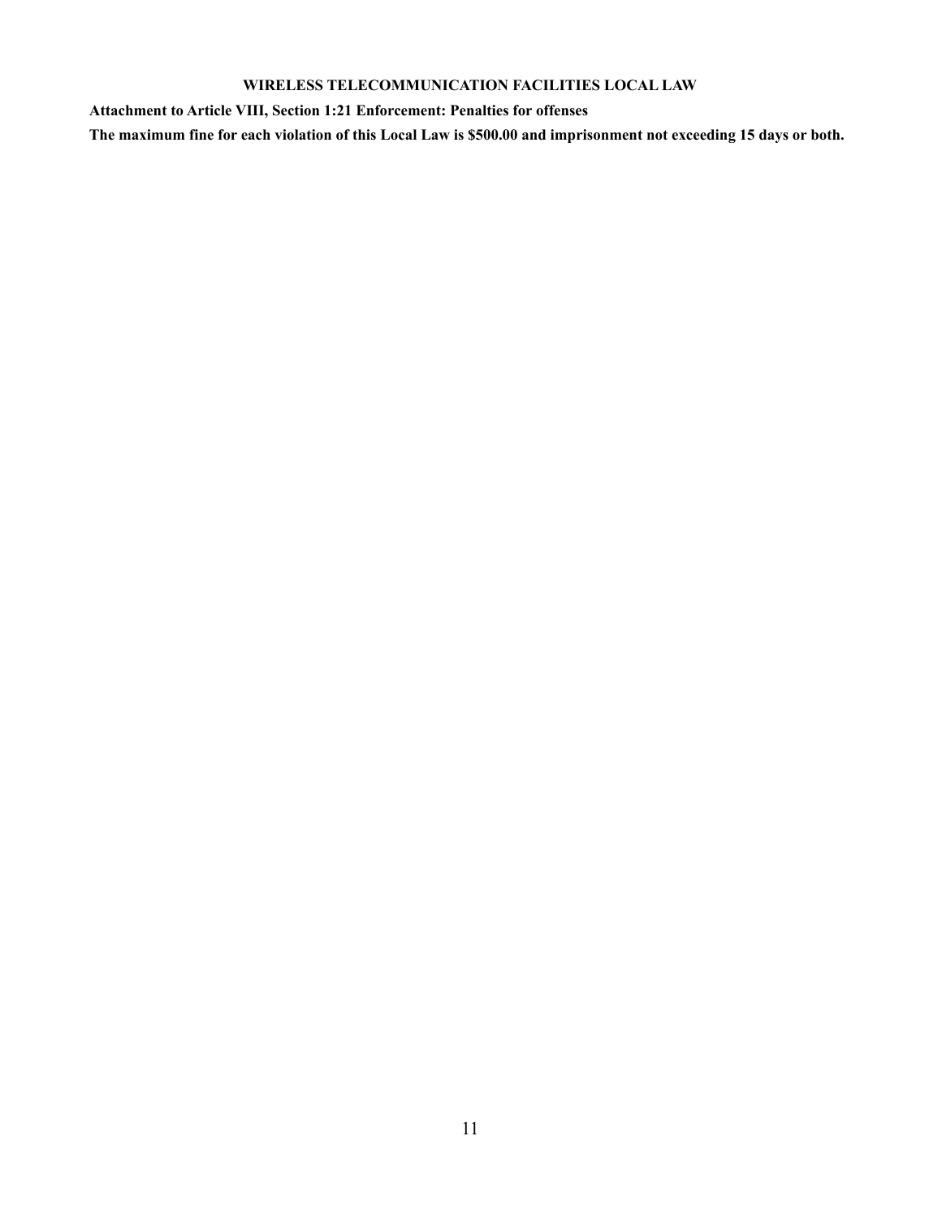**WIRELESS TELECOMMUNICATION FACILITIES LOCAL LAW**

**Attachment to Article VIII, Section 1:21 Enforcement: Penalties for offenses**

**The maximum fine for each violation of this Local Law is $500.00 and imprisonment not exceeding 15 days or both.**